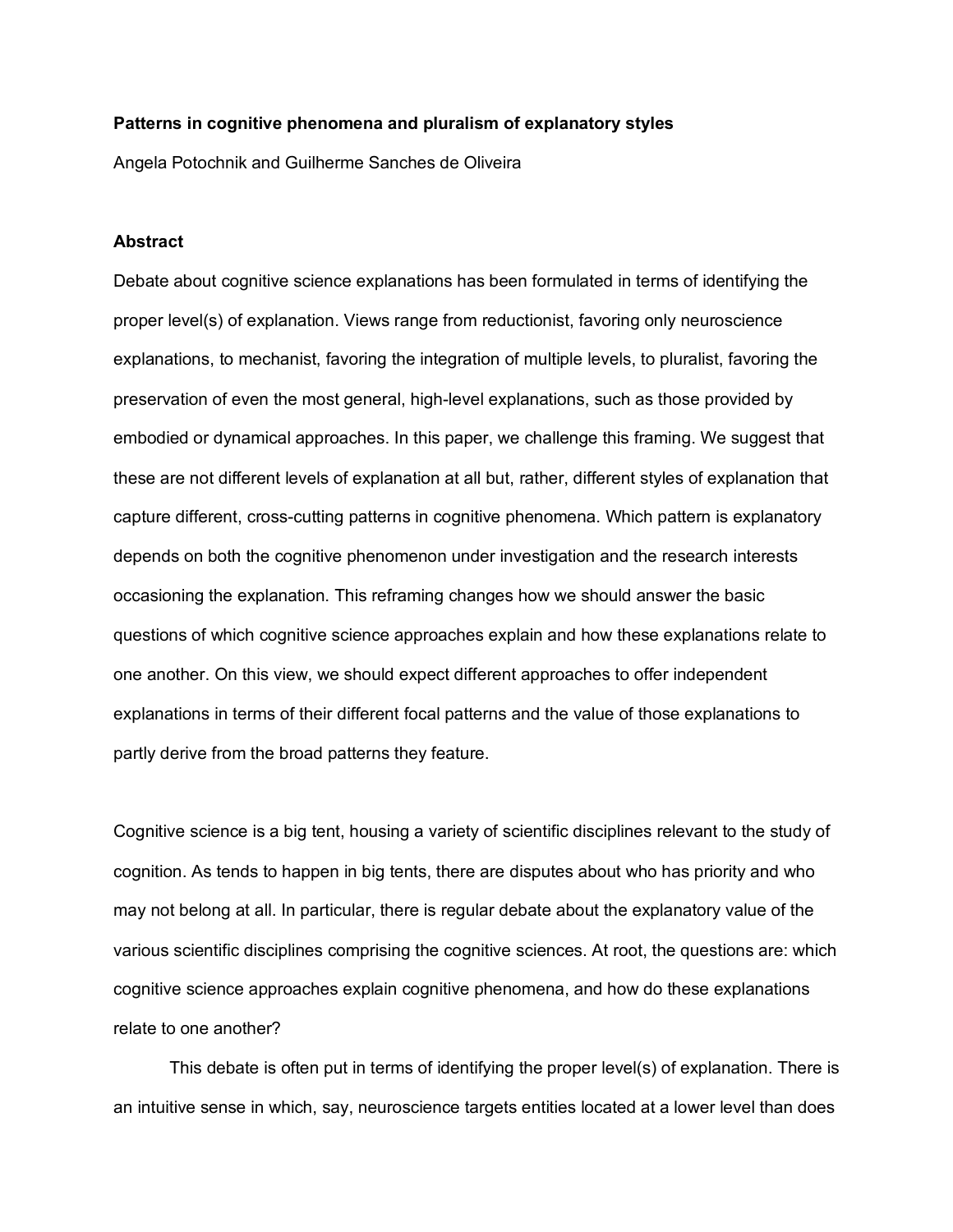# Patterns in cognitive phenomena and pluralism of explanatory styles

Angela Potochnik and Guilherme Sanches de Oliveira

## Abstract

Debate about cognitive science explanations has been formulated in terms of identifying the proper level(s) of explanation. Views range from reductionist, favoring only neuroscience explanations, to mechanist, favoring the integration of multiple levels, to pluralist, favoring the preservation of even the most general, high-level explanations, such as those provided by embodied or dynamical approaches. In this paper, we challenge this framing. We suggest that these are not different levels of explanation at all but, rather, different styles of explanation that capture different, cross-cutting patterns in cognitive phenomena. Which pattern is explanatory depends on both the cognitive phenomenon under investigation and the research interests occasioning the explanation. This reframing changes how we should answer the basic questions of which cognitive science approaches explain and how these explanations relate to one another. On this view, we should expect different approaches to offer independent explanations in terms of their different focal patterns and the value of those explanations to partly derive from the broad patterns they feature.

Cognitive science is a big tent, housing a variety of scientific disciplines relevant to the study of cognition. As tends to happen in big tents, there are disputes about who has priority and who may not belong at all. In particular, there is regular debate about the explanatory value of the various scientific disciplines comprising the cognitive sciences. At root, the questions are: which cognitive science approaches explain cognitive phenomena, and how do these explanations relate to one another?

This debate is often put in terms of identifying the proper level(s) of explanation. There is an intuitive sense in which, say, neuroscience targets entities located at a lower level than does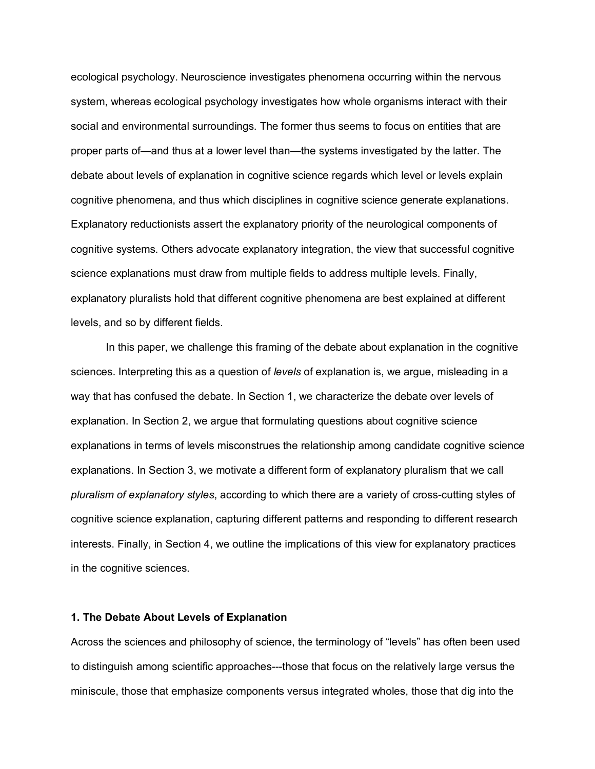ecological psychology. Neuroscience investigates phenomena occurring within the nervous system, whereas ecological psychology investigates how whole organisms interact with their social and environmental surroundings. The former thus seems to focus on entities that are proper parts of—and thus at a lower level than—the systems investigated by the latter. The debate about levels of explanation in cognitive science regards which level or levels explain cognitive phenomena, and thus which disciplines in cognitive science generate explanations. Explanatory reductionists assert the explanatory priority of the neurological components of cognitive systems. Others advocate explanatory integration, the view that successful cognitive science explanations must draw from multiple fields to address multiple levels. Finally, explanatory pluralists hold that different cognitive phenomena are best explained at different levels, and so by different fields.

In this paper, we challenge this framing of the debate about explanation in the cognitive sciences. Interpreting this as a question of *levels* of explanation is, we argue, misleading in a way that has confused the debate. In Section 1, we characterize the debate over levels of explanation. In Section 2, we argue that formulating questions about cognitive science explanations in terms of levels misconstrues the relationship among candidate cognitive science explanations. In Section 3, we motivate a different form of explanatory pluralism that we call *pluralism of explanatory styles*, according to which there are a variety of cross-cutting styles of cognitive science explanation, capturing different patterns and responding to different research interests. Finally, in Section 4, we outline the implications of this view for explanatory practices in the cognitive sciences.

## 1. The Debate About Levels of Explanation

Across the sciences and philosophy of science, the terminology of "levels" has often been used to distinguish among scientific approaches---those that focus on the relatively large versus the miniscule, those that emphasize components versus integrated wholes, those that dig into the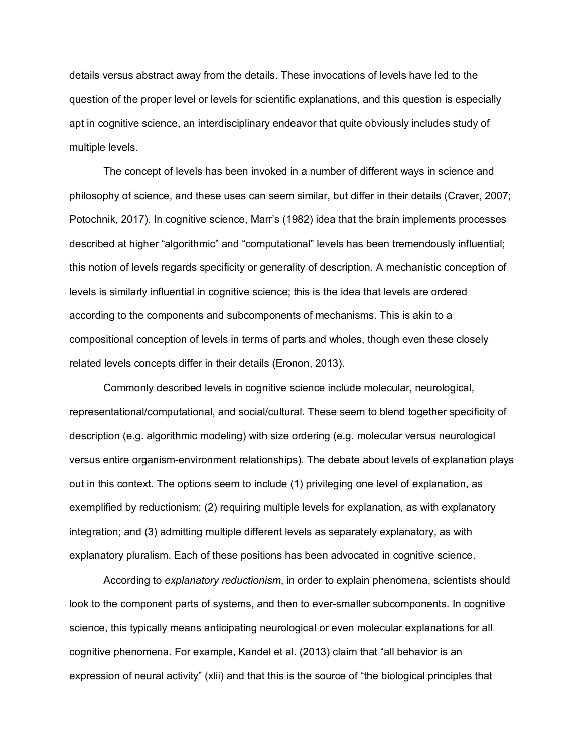details versus abstract away from the details. These invocations of levels have led to the question of the proper level or levels for scientific explanations, and this question is especially apt in cognitive science, an interdisciplinary endeavor that quite obviously includes study of multiple levels.

The concept of levels has been invoked in a number of different ways in science and philosophy of science, and these uses can seem similar, but differ in their details (Craver, 2007; Potochnik, 2017). In cognitive science, Marr's (1982) idea that the brain implements processes described at higher "algorithmic" and "computational" levels has been tremendously influential; this notion of levels regards specificity or generality of description. A mechanistic conception of levels is similarly influential in cognitive science; this is the idea that levels are ordered according to the components and subcomponents of mechanisms. This is akin to a compositional conception of levels in terms of parts and wholes, though even these closely related levels concepts differ in their details (Eronon, 2013).

Commonly described levels in cognitive science include molecular, neurological, representational/computational, and social/cultural. These seem to blend together specificity of description (e.g. algorithmic modeling) with size ordering (e.g. molecular versus neurological versus entire organism-environment relationships). The debate about levels of explanation plays out in this context. The options seem to include (1) privileging one level of explanation, as exemplified by reductionism; (2) requiring multiple levels for explanation, as with explanatory integration; and (3) admitting multiple different levels as separately explanatory, as with explanatory pluralism. Each of these positions has been advocated in cognitive science.

According to *explanatory reductionism*, in order to explain phenomena, scientists should look to the component parts of systems, and then to ever-smaller subcomponents. In cognitive science, this typically means anticipating neurological or even molecular explanations for all cognitive phenomena. For example, Kandel et al. (2013) claim that "all behavior is an expression of neural activity" (xlii) and that this is the source of "the biological principles that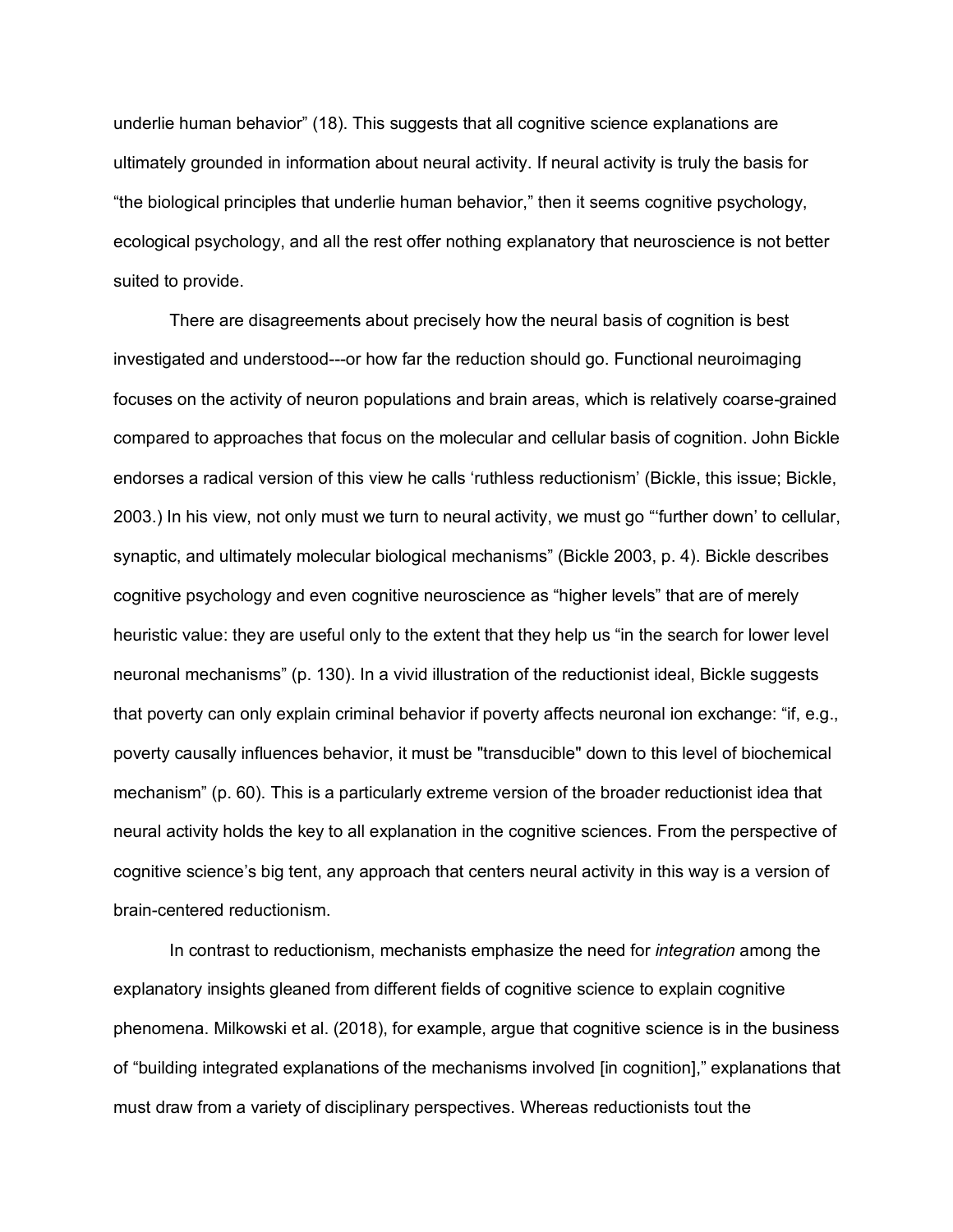underlie human behavior" (18). This suggests that all cognitive science explanations are ultimately grounded in information about neural activity. If neural activity is truly the basis for "the biological principles that underlie human behavior," then it seems cognitive psychology, ecological psychology, and all the rest offer nothing explanatory that neuroscience is not better suited to provide.

There are disagreements about precisely how the neural basis of cognition is best investigated and understood---or how far the reduction should go. Functional neuroimaging focuses on the activity of neuron populations and brain areas, which is relatively coarse-grained compared to approaches that focus on the molecular and cellular basis of cognition. John Bickle endorses a radical version of this view he calls 'ruthless reductionism' (Bickle, this issue; Bickle, 2003.) In his view, not only must we turn to neural activity, we must go "'further down' to cellular, synaptic, and ultimately molecular biological mechanisms" (Bickle 2003, p. 4). Bickle describes cognitive psychology and even cognitive neuroscience as "higher levels" that are of merely heuristic value: they are useful only to the extent that they help us "in the search for lower level neuronal mechanisms" (p. 130). In a vivid illustration of the reductionist ideal, Bickle suggests that poverty can only explain criminal behavior if poverty affects neuronal ion exchange: "if, e.g., poverty causally influences behavior, it must be "transducible" down to this level of biochemical mechanism" (p. 60). This is a particularly extreme version of the broader reductionist idea that neural activity holds the key to all explanation in the cognitive sciences. From the perspective of cognitive science's big tent, any approach that centers neural activity in this way is a version of brain-centered reductionism.

In contrast to reductionism, mechanists emphasize the need for *integration* among the explanatory insights gleaned from different fields of cognitive science to explain cognitive phenomena. Milkowski et al. (2018), for example, argue that cognitive science is in the business of "building integrated explanations of the mechanisms involved [in cognition]," explanations that must draw from a variety of disciplinary perspectives. Whereas reductionists tout the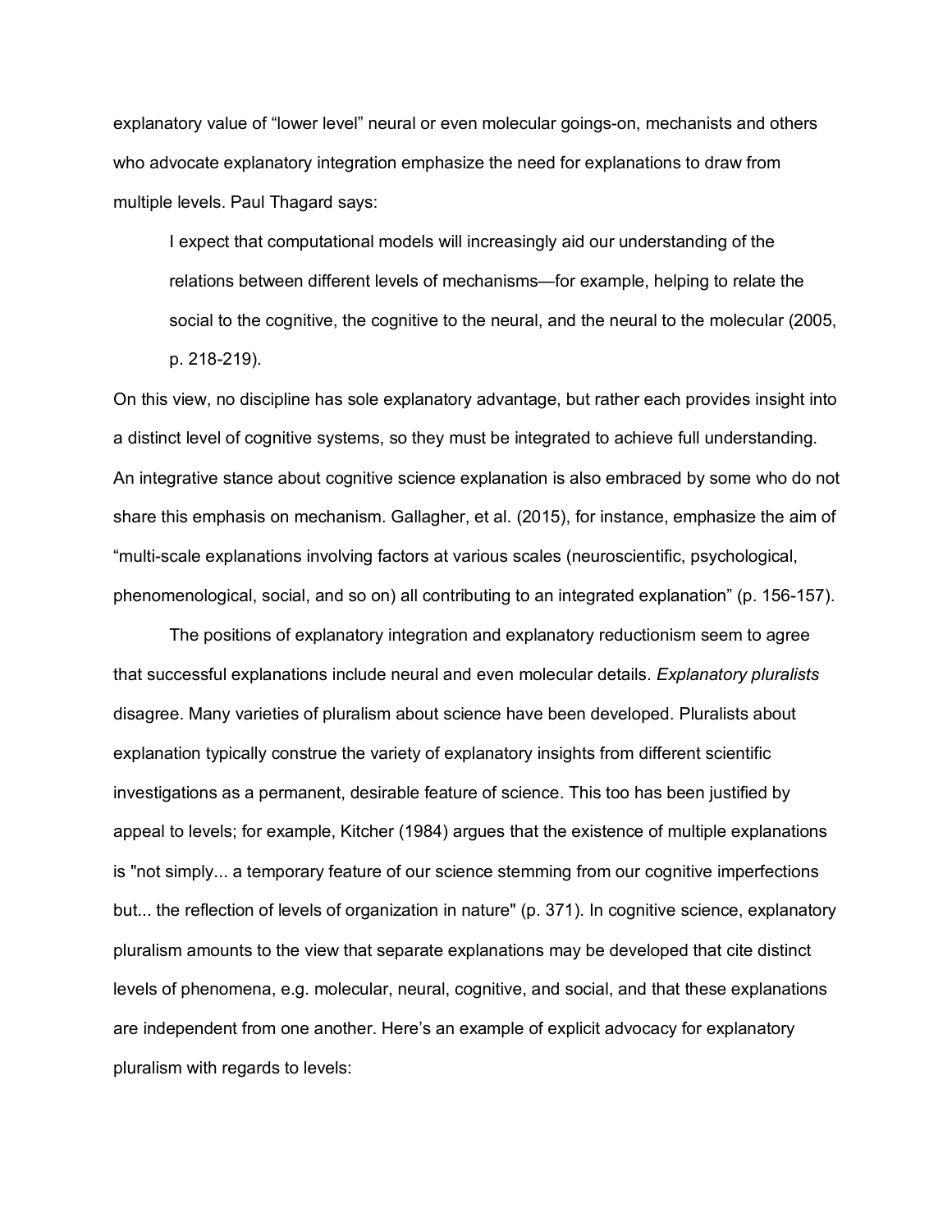explanatory value of “lower level” neural or even molecular goings-on, mechanists and others who advocate explanatory integration emphasize the need for explanations to draw from multiple levels. Paul Thagard says:

> I expect that computational models will increasingly aid our understanding of the relations between different levels of mechanisms—for example, helping to relate the social to the cognitive, the cognitive to the neural, and the neural to the molecular (2005, p. 218-219).

On this view, no discipline has sole explanatory advantage, but rather each provides insight into a distinct level of cognitive systems, so they must be integrated to achieve full understanding. An integrative stance about cognitive science explanation is also embraced by some who do not share this emphasis on mechanism. Gallagher, et al. (2015), for instance, emphasize the aim of “multi-scale explanations involving factors at various scales (neuroscientific, psychological, phenomenological, social, and so on) all contributing to an integrated explanation” (p. 156-157).

The positions of explanatory integration and explanatory reductionism seem to agree that successful explanations include neural and even molecular details. *Explanatory pluralists* disagree. Many varieties of pluralism about science have been developed. Pluralists about explanation typically construe the variety of explanatory insights from different scientific investigations as a permanent, desirable feature of science. This too has been justified by appeal to levels; for example, Kitcher (1984) argues that the existence of multiple explanations is "not simply... a temporary feature of our science stemming from our cognitive imperfections but... the reflection of levels of organization in nature" (p. 371). In cognitive science, explanatory pluralism amounts to the view that separate explanations may be developed that cite distinct levels of phenomena, e.g. molecular, neural, cognitive, and social, and that these explanations are independent from one another. Here’s an example of explicit advocacy for explanatory pluralism with regards to levels: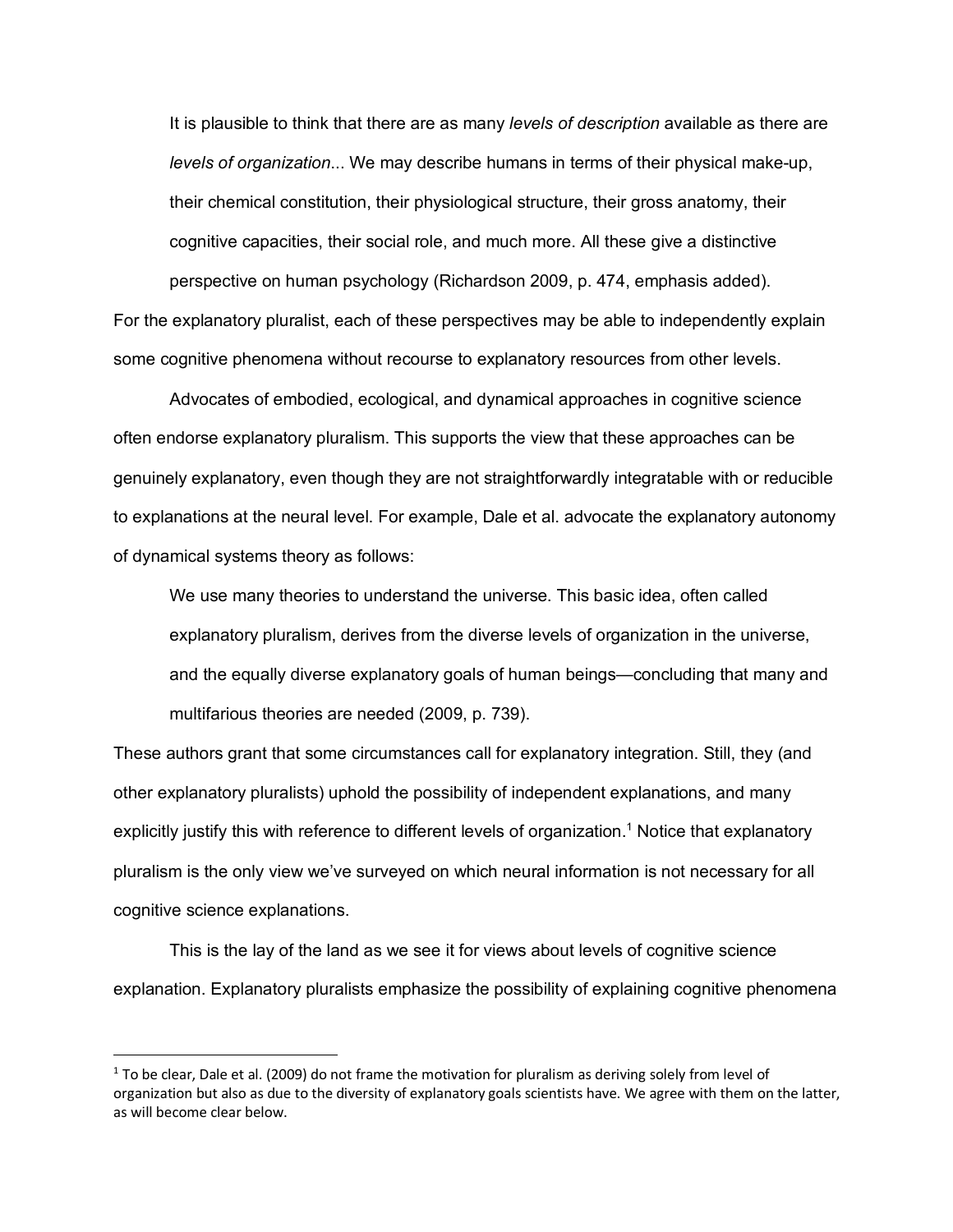> It is plausible to think that there are as many *levels of description* available as there are *levels of organization*... We may describe humans in terms of their physical make-up, their chemical constitution, their physiological structure, their gross anatomy, their cognitive capacities, their social role, and much more. All these give a distinctive perspective on human psychology (Richardson 2009, p. 474, emphasis added).

For the explanatory pluralist, each of these perspectives may be able to independently explain some cognitive phenomena without recourse to explanatory resources from other levels.

Advocates of embodied, ecological, and dynamical approaches in cognitive science often endorse explanatory pluralism. This supports the view that these approaches can be genuinely explanatory, even though they are not straightforwardly integratable with or reducible to explanations at the neural level. For example, Dale et al. advocate the explanatory autonomy of dynamical systems theory as follows:

> We use many theories to understand the universe. This basic idea, often called explanatory pluralism, derives from the diverse levels of organization in the universe, and the equally diverse explanatory goals of human beings—concluding that many and multifarious theories are needed (2009, p. 739).

These authors grant that some circumstances call for explanatory integration. Still, they (and other explanatory pluralists) uphold the possibility of independent explanations, and many explicitly justify this with reference to different levels of organization.[1] Notice that explanatory pluralism is the only view we've surveyed on which neural information is not necessary for all cognitive science explanations.

This is the lay of the land as we see it for views about levels of cognitive science explanation. Explanatory pluralists emphasize the possibility of explaining cognitive phenomena

[1] To be clear, Dale et al. (2009) do not frame the motivation for pluralism as deriving solely from level of organization but also as due to the diversity of explanatory goals scientists have. We agree with them on the latter, as will become clear below.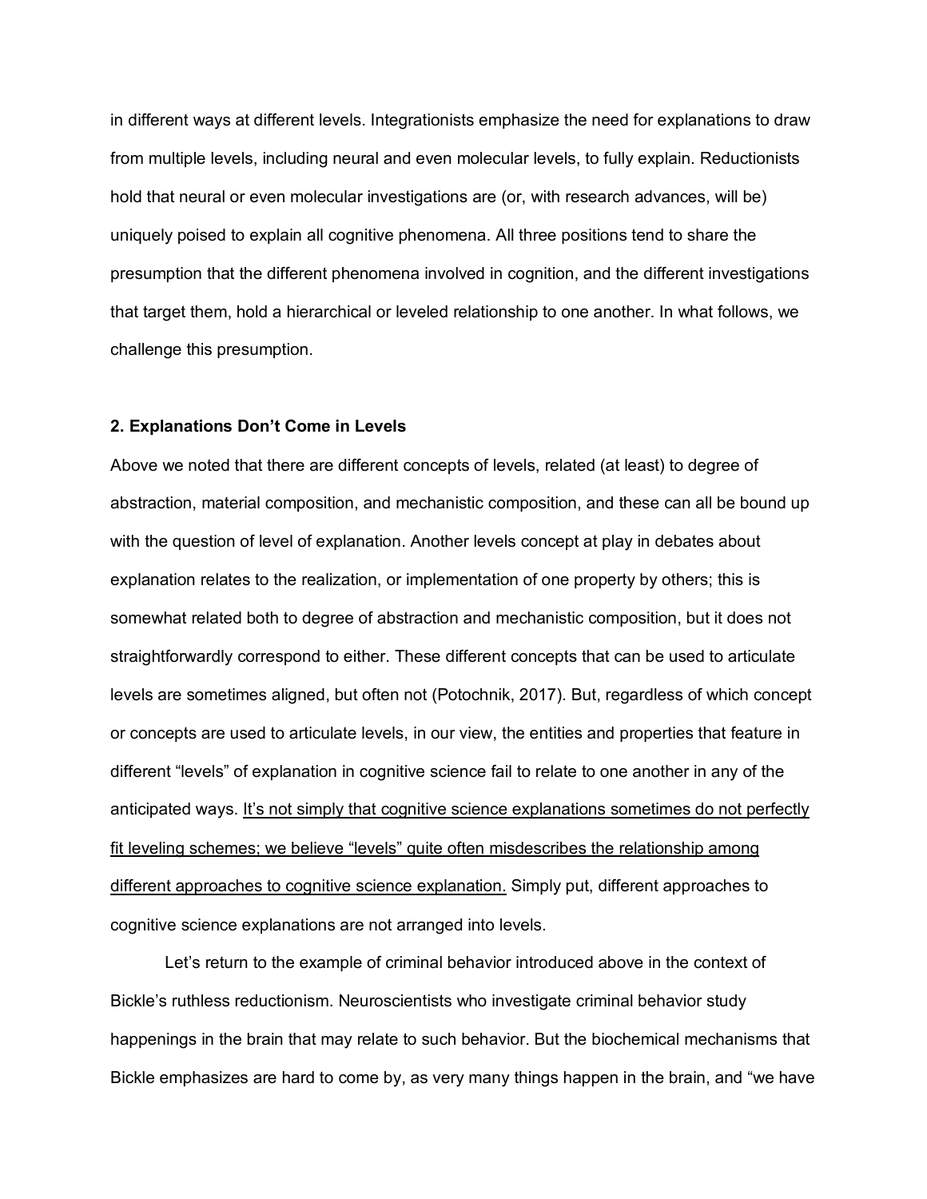in different ways at different levels. Integrationists emphasize the need for explanations to draw from multiple levels, including neural and even molecular levels, to fully explain. Reductionists hold that neural or even molecular investigations are (or, with research advances, will be) uniquely poised to explain all cognitive phenomena. All three positions tend to share the presumption that the different phenomena involved in cognition, and the different investigations that target them, hold a hierarchical or leveled relationship to one another. In what follows, we challenge this presumption.

## 2. Explanations Don't Come in Levels

Above we noted that there are different concepts of levels, related (at least) to degree of abstraction, material composition, and mechanistic composition, and these can all be bound up with the question of level of explanation. Another levels concept at play in debates about explanation relates to the realization, or implementation of one property by others; this is somewhat related both to degree of abstraction and mechanistic composition, but it does not straightforwardly correspond to either. These different concepts that can be used to articulate levels are sometimes aligned, but often not (Potochnik, 2017). But, regardless of which concept or concepts are used to articulate levels, in our view, the entities and properties that feature in different "levels" of explanation in cognitive science fail to relate to one another in any of the anticipated ways. <u>It's not simply that cognitive science explanations sometimes do not perfectly fit leveling schemes; we believe "levels" quite often misdescribes the relationship among different approaches to cognitive science explanation.</u> Simply put, different approaches to cognitive science explanations are not arranged into levels.

Let's return to the example of criminal behavior introduced above in the context of Bickle's ruthless reductionism. Neuroscientists who investigate criminal behavior study happenings in the brain that may relate to such behavior. But the biochemical mechanisms that Bickle emphasizes are hard to come by, as very many things happen in the brain, and "we have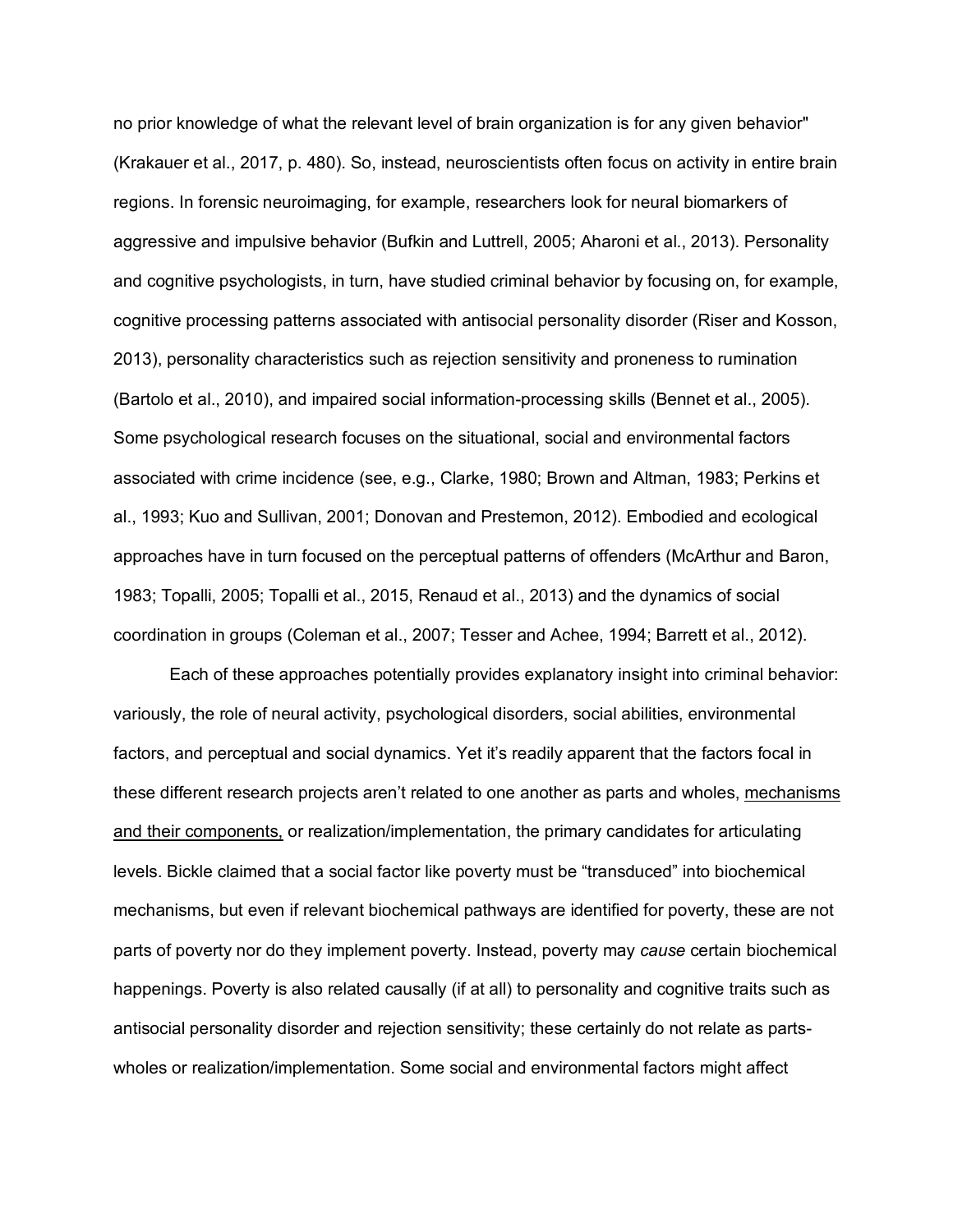no prior knowledge of what the relevant level of brain organization is for any given behavior" (Krakauer et al., 2017, p. 480). So, instead, neuroscientists often focus on activity in entire brain regions. In forensic neuroimaging, for example, researchers look for neural biomarkers of aggressive and impulsive behavior (Bufkin and Luttrell, 2005; Aharoni et al., 2013). Personality and cognitive psychologists, in turn, have studied criminal behavior by focusing on, for example, cognitive processing patterns associated with antisocial personality disorder (Riser and Kosson, 2013), personality characteristics such as rejection sensitivity and proneness to rumination (Bartolo et al., 2010), and impaired social information-processing skills (Bennet et al., 2005). Some psychological research focuses on the situational, social and environmental factors associated with crime incidence (see, e.g., Clarke, 1980; Brown and Altman, 1983; Perkins et al., 1993; Kuo and Sullivan, 2001; Donovan and Prestemon, 2012). Embodied and ecological approaches have in turn focused on the perceptual patterns of offenders (McArthur and Baron, 1983; Topalli, 2005; Topalli et al., 2015, Renaud et al., 2013) and the dynamics of social coordination in groups (Coleman et al., 2007; Tesser and Achee, 1994; Barrett et al., 2012).

Each of these approaches potentially provides explanatory insight into criminal behavior: variously, the role of neural activity, psychological disorders, social abilities, environmental factors, and perceptual and social dynamics. Yet it's readily apparent that the factors focal in these different research projects aren't related to one another as parts and wholes, mechanisms and their components, or realization/implementation, the primary candidates for articulating levels. Bickle claimed that a social factor like poverty must be "transduced" into biochemical mechanisms, but even if relevant biochemical pathways are identified for poverty, these are not parts of poverty nor do they implement poverty. Instead, poverty may *cause* certain biochemical happenings. Poverty is also related causally (if at all) to personality and cognitive traits such as antisocial personality disorder and rejection sensitivity; these certainly do not relate as parts-wholes or realization/implementation. Some social and environmental factors might affect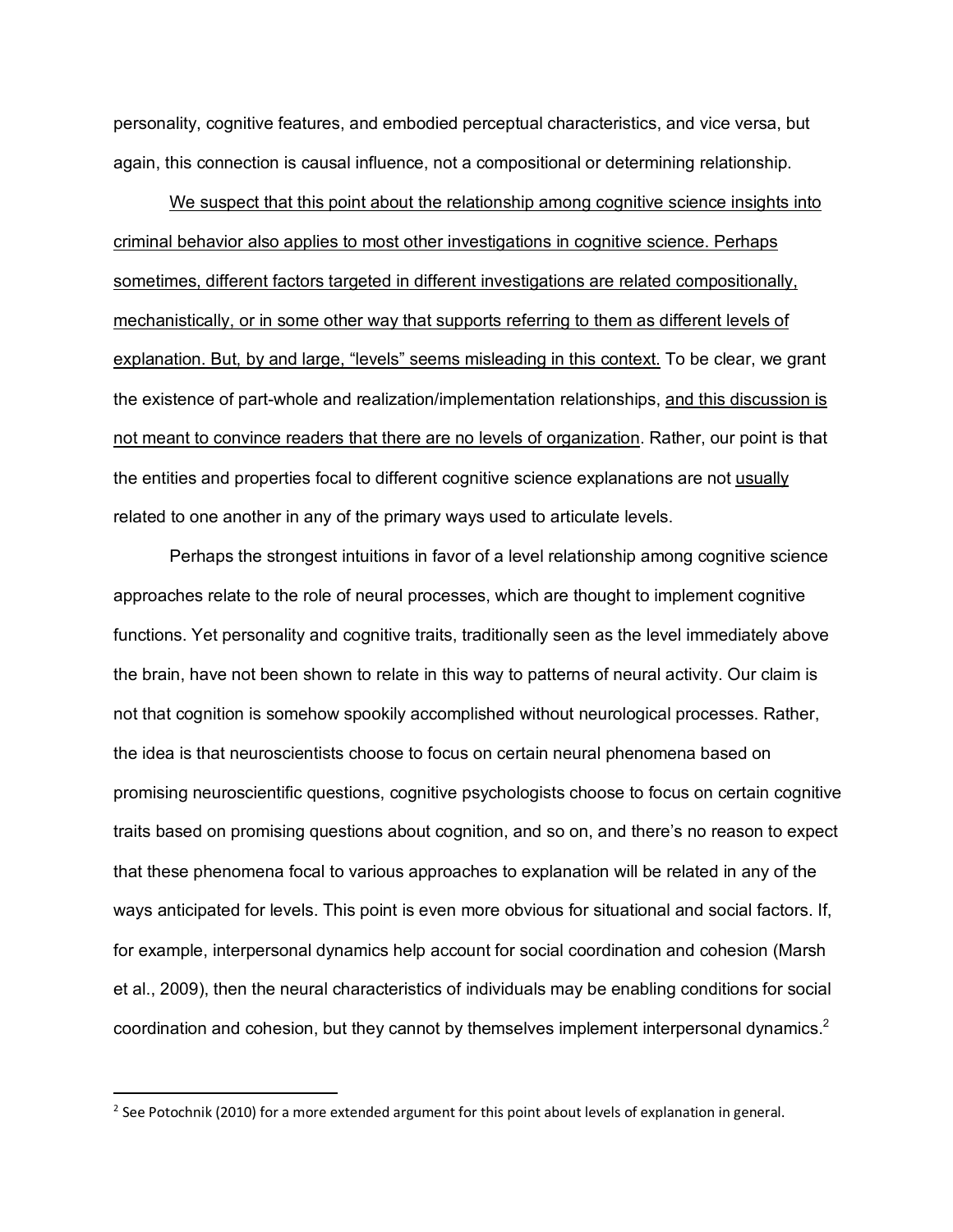personality, cognitive features, and embodied perceptual characteristics, and vice versa, but again, this connection is causal influence, not a compositional or determining relationship.

<u>We suspect that this point about the relationship among cognitive science insights into criminal behavior also applies to most other investigations in cognitive science. Perhaps sometimes, different factors targeted in different investigations are related compositionally, mechanistically, or in some other way that supports referring to them as different levels of explanation. But, by and large, "levels" seems misleading in this context.</u> To be clear, we grant the existence of part-whole and realization/implementation relationships, <u>and this discussion is not meant to convince readers that there are no levels of organization</u>. Rather, our point is that the entities and properties focal to different cognitive science explanations are not <u>usually</u> related to one another in any of the primary ways used to articulate levels.

Perhaps the strongest intuitions in favor of a level relationship among cognitive science approaches relate to the role of neural processes, which are thought to implement cognitive functions. Yet personality and cognitive traits, traditionally seen as the level immediately above the brain, have not been shown to relate in this way to patterns of neural activity. Our claim is not that cognition is somehow spookily accomplished without neurological processes. Rather, the idea is that neuroscientists choose to focus on certain neural phenomena based on promising neuroscientific questions, cognitive psychologists choose to focus on certain cognitive traits based on promising questions about cognition, and so on, and there's no reason to expect that these phenomena focal to various approaches to explanation will be related in any of the ways anticipated for levels. This point is even more obvious for situational and social factors. If, for example, interpersonal dynamics help account for social coordination and cohesion (Marsh et al., 2009), then the neural characteristics of individuals may be enabling conditions for social coordination and cohesion, but they cannot by themselves implement interpersonal dynamics.[2]

---

[2] See Potochnik (2010) for a more extended argument for this point about levels of explanation in general.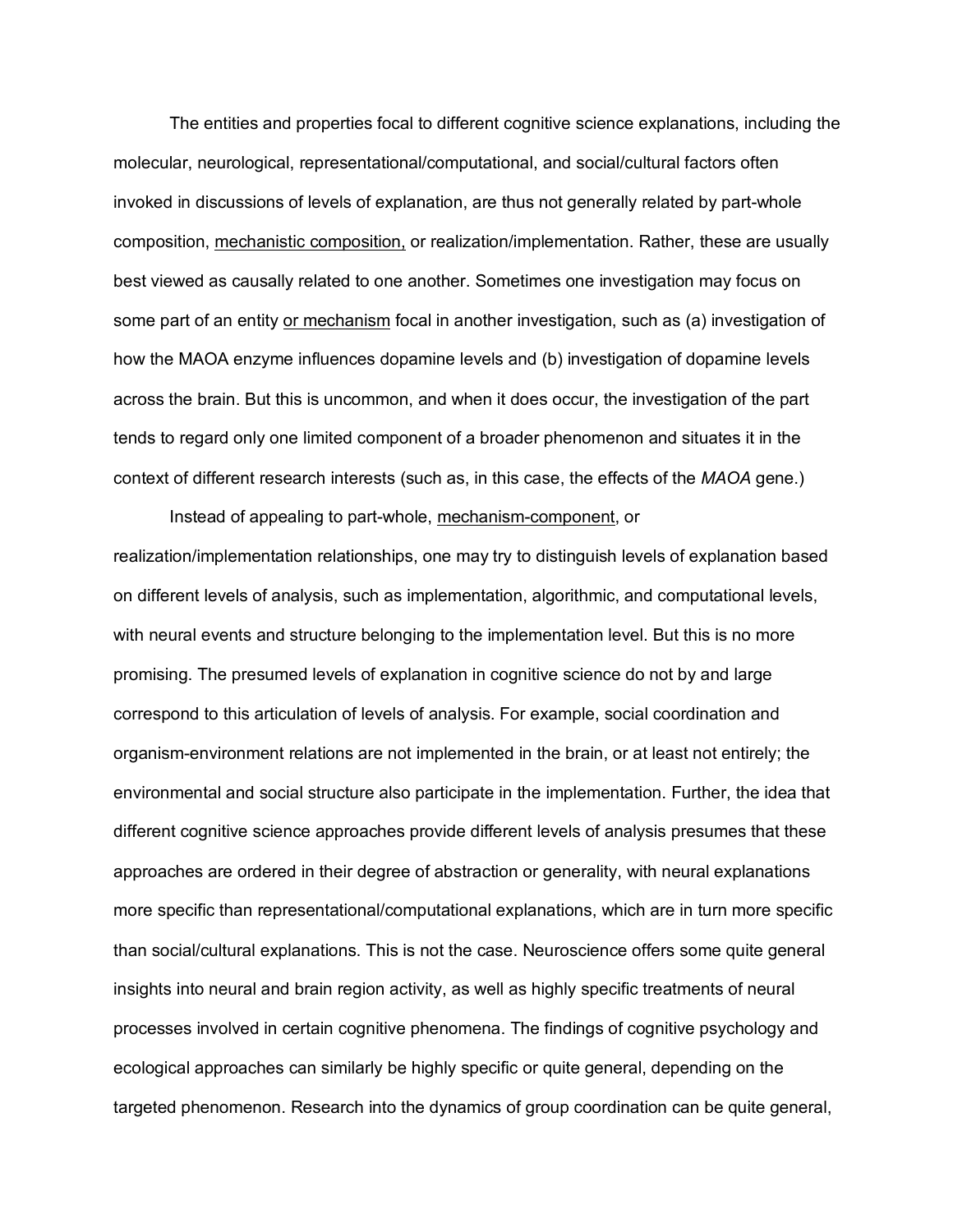The entities and properties focal to different cognitive science explanations, including the molecular, neurological, representational/computational, and social/cultural factors often invoked in discussions of levels of explanation, are thus not generally related by part-whole composition, <u>mechanistic composition,</u> or realization/implementation. Rather, these are usually best viewed as causally related to one another. Sometimes one investigation may focus on some part of an entity <u>or mechanism</u> focal in another investigation, such as (a) investigation of how the MAOA enzyme influences dopamine levels and (b) investigation of dopamine levels across the brain. But this is uncommon, and when it does occur, the investigation of the part tends to regard only one limited component of a broader phenomenon and situates it in the context of different research interests (such as, in this case, the effects of the *MAOA* gene.)

Instead of appealing to part-whole, <u>mechanism-component</u>, or realization/implementation relationships, one may try to distinguish levels of explanation based on different levels of analysis, such as implementation, algorithmic, and computational levels, with neural events and structure belonging to the implementation level. But this is no more promising. The presumed levels of explanation in cognitive science do not by and large correspond to this articulation of levels of analysis. For example, social coordination and organism-environment relations are not implemented in the brain, or at least not entirely; the environmental and social structure also participate in the implementation. Further, the idea that different cognitive science approaches provide different levels of analysis presumes that these approaches are ordered in their degree of abstraction or generality, with neural explanations more specific than representational/computational explanations, which are in turn more specific than social/cultural explanations. This is not the case. Neuroscience offers some quite general insights into neural and brain region activity, as well as highly specific treatments of neural processes involved in certain cognitive phenomena. The findings of cognitive psychology and ecological approaches can similarly be highly specific or quite general, depending on the targeted phenomenon. Research into the dynamics of group coordination can be quite general,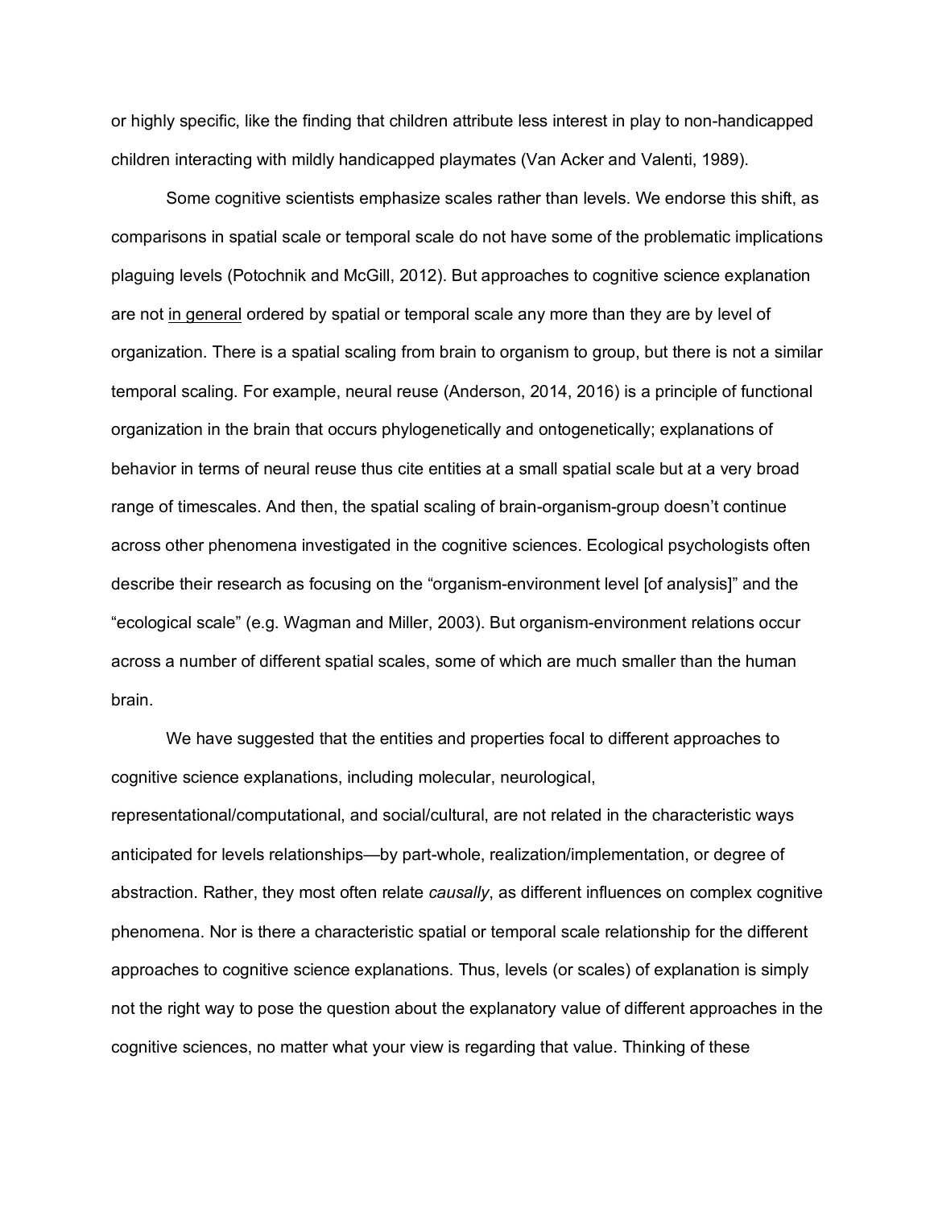or highly specific, like the finding that children attribute less interest in play to non-handicapped children interacting with mildly handicapped playmates (Van Acker and Valenti, 1989).

Some cognitive scientists emphasize scales rather than levels. We endorse this shift, as comparisons in spatial scale or temporal scale do not have some of the problematic implications plaguing levels (Potochnik and McGill, 2012). But approaches to cognitive science explanation are not <u>in general</u> ordered by spatial or temporal scale any more than they are by level of organization. There is a spatial scaling from brain to organism to group, but there is not a similar temporal scaling. For example, neural reuse (Anderson, 2014, 2016) is a principle of functional organization in the brain that occurs phylogenetically and ontogenetically; explanations of behavior in terms of neural reuse thus cite entities at a small spatial scale but at a very broad range of timescales. And then, the spatial scaling of brain-organism-group doesn't continue across other phenomena investigated in the cognitive sciences. Ecological psychologists often describe their research as focusing on the "organism-environment level [of analysis]" and the "ecological scale" (e.g. Wagman and Miller, 2003). But organism-environment relations occur across a number of different spatial scales, some of which are much smaller than the human brain.

We have suggested that the entities and properties focal to different approaches to cognitive science explanations, including molecular, neurological, representational/computational, and social/cultural, are not related in the characteristic ways anticipated for levels relationships—by part-whole, realization/implementation, or degree of abstraction. Rather, they most often relate *causally*, as different influences on complex cognitive phenomena. Nor is there a characteristic spatial or temporal scale relationship for the different approaches to cognitive science explanations. Thus, levels (or scales) of explanation is simply not the right way to pose the question about the explanatory value of different approaches in the cognitive sciences, no matter what your view is regarding that value. Thinking of these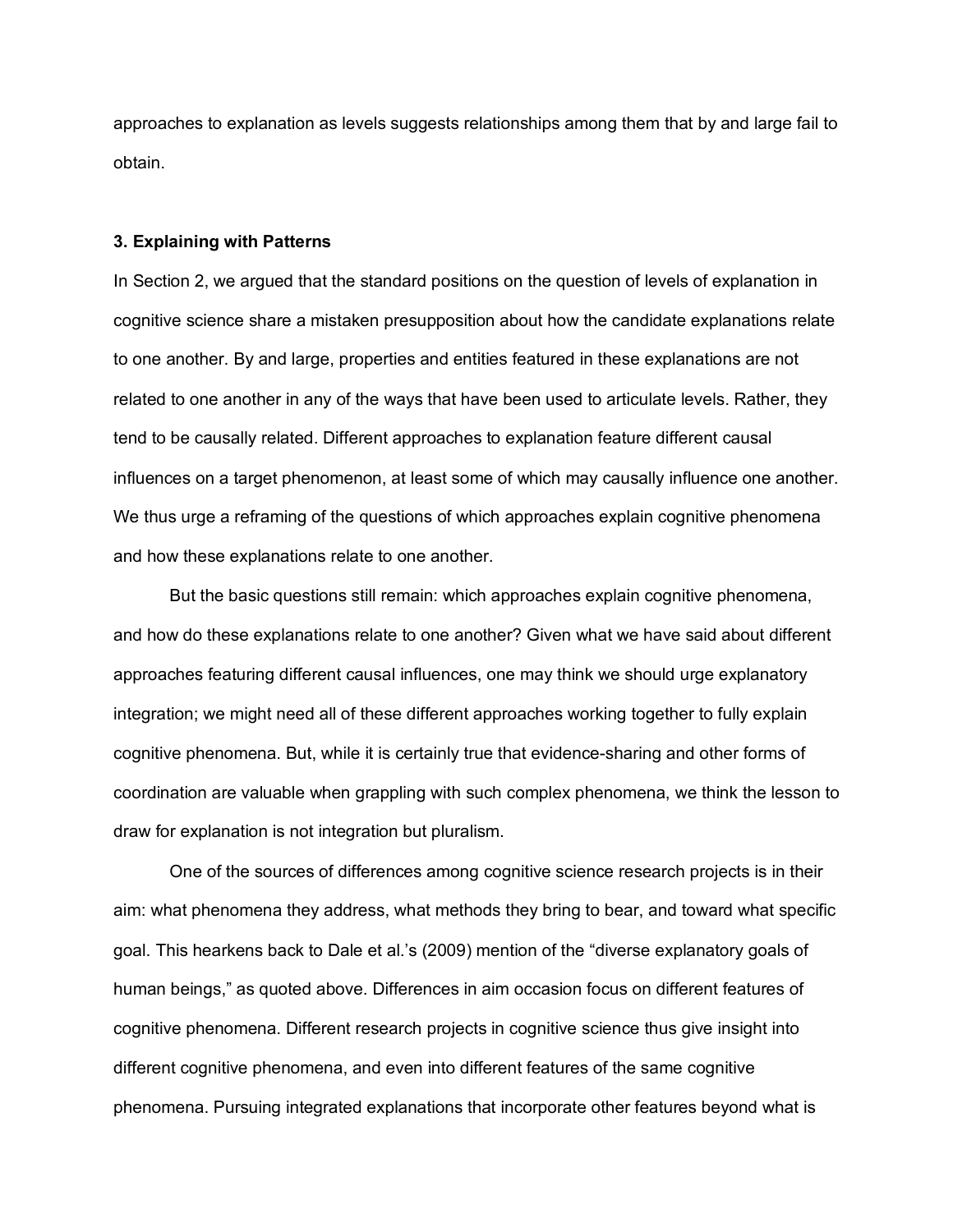approaches to explanation as levels suggests relationships among them that by and large fail to obtain.

### 3. Explaining with Patterns

In Section 2, we argued that the standard positions on the question of levels of explanation in cognitive science share a mistaken presupposition about how the candidate explanations relate to one another. By and large, properties and entities featured in these explanations are not related to one another in any of the ways that have been used to articulate levels. Rather, they tend to be causally related. Different approaches to explanation feature different causal influences on a target phenomenon, at least some of which may causally influence one another. We thus urge a reframing of the questions of which approaches explain cognitive phenomena and how these explanations relate to one another.

But the basic questions still remain: which approaches explain cognitive phenomena, and how do these explanations relate to one another? Given what we have said about different approaches featuring different causal influences, one may think we should urge explanatory integration; we might need all of these different approaches working together to fully explain cognitive phenomena. But, while it is certainly true that evidence-sharing and other forms of coordination are valuable when grappling with such complex phenomena, we think the lesson to draw for explanation is not integration but pluralism.

One of the sources of differences among cognitive science research projects is in their aim: what phenomena they address, what methods they bring to bear, and toward what specific goal. This hearkens back to Dale et al.'s (2009) mention of the "diverse explanatory goals of human beings," as quoted above. Differences in aim occasion focus on different features of cognitive phenomena. Different research projects in cognitive science thus give insight into different cognitive phenomena, and even into different features of the same cognitive phenomena. Pursuing integrated explanations that incorporate other features beyond what is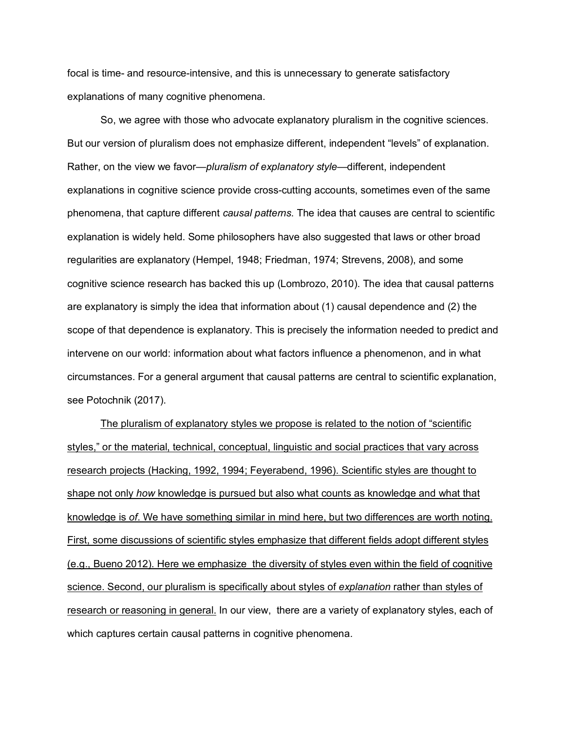focal is time- and resource-intensive, and this is unnecessary to generate satisfactory explanations of many cognitive phenomena.

So, we agree with those who advocate explanatory pluralism in the cognitive sciences. But our version of pluralism does not emphasize different, independent "levels" of explanation. Rather, on the view we favor—*pluralism of explanatory style*—different, independent explanations in cognitive science provide cross-cutting accounts, sometimes even of the same phenomena, that capture different *causal patterns*. The idea that causes are central to scientific explanation is widely held. Some philosophers have also suggested that laws or other broad regularities are explanatory (Hempel, 1948; Friedman, 1974; Strevens, 2008), and some cognitive science research has backed this up (Lombrozo, 2010). The idea that causal patterns are explanatory is simply the idea that information about (1) causal dependence and (2) the scope of that dependence is explanatory. This is precisely the information needed to predict and intervene on our world: information about what factors influence a phenomenon, and in what circumstances. For a general argument that causal patterns are central to scientific explanation, see Potochnik (2017).

<u>The pluralism of explanatory styles we propose is related to the notion of "scientific styles," or the material, technical, conceptual, linguistic and social practices that vary across research projects (Hacking, 1992, 1994; Feyerabend, 1996). Scientific styles are thought to shape not only *how* knowledge is pursued but also what counts as knowledge and what that knowledge is *of*. We have something similar in mind here, but two differences are worth noting. First, some discussions of scientific styles emphasize that different fields adopt different styles (e.g., Bueno 2012). Here we emphasize the diversity of styles even within the field of cognitive science. Second, our pluralism is specifically about styles of *explanation* rather than styles of research or reasoning in general.</u> In our view, there are a variety of explanatory styles, each of which captures certain causal patterns in cognitive phenomena.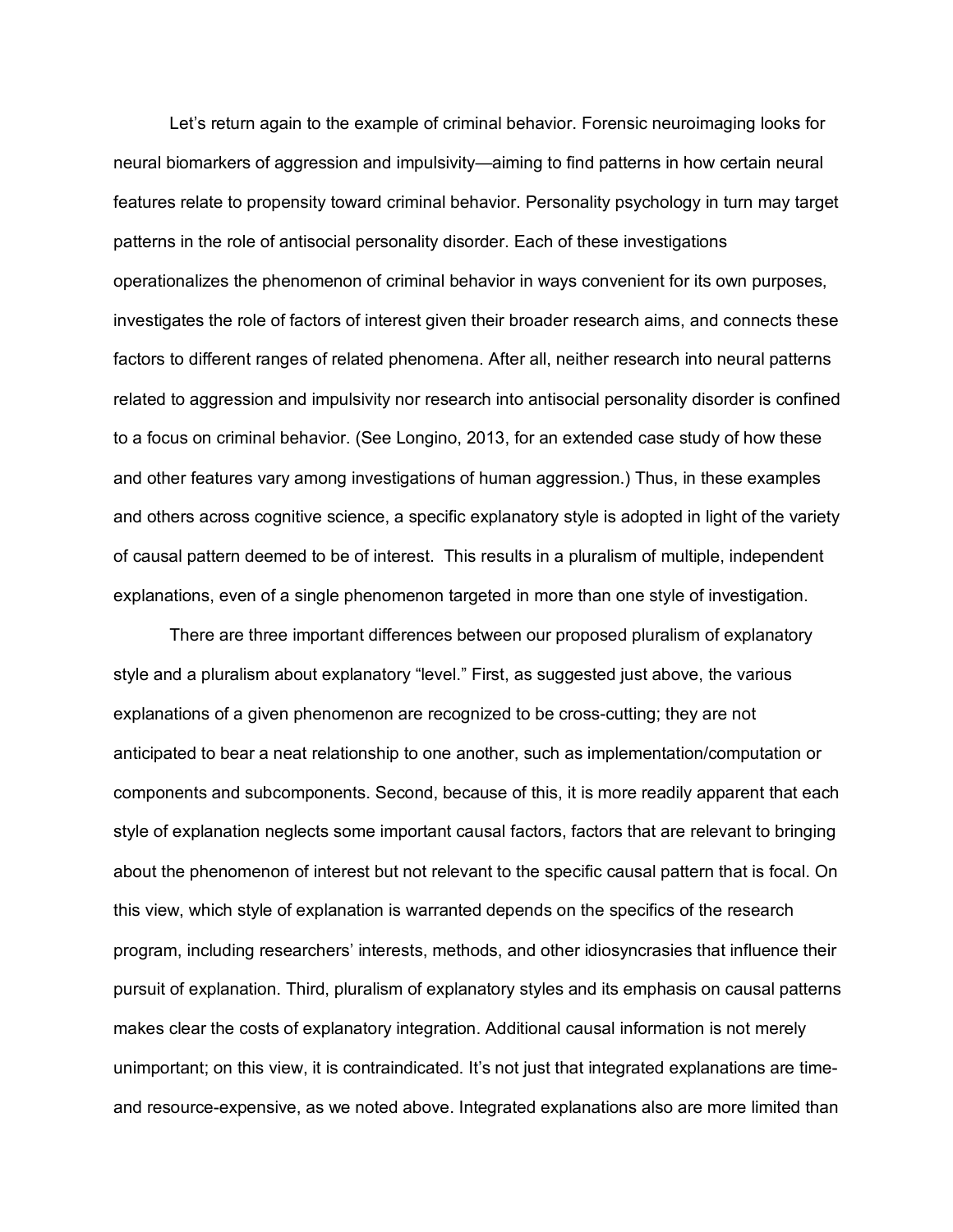Let's return again to the example of criminal behavior. Forensic neuroimaging looks for neural biomarkers of aggression and impulsivity—aiming to find patterns in how certain neural features relate to propensity toward criminal behavior. Personality psychology in turn may target patterns in the role of antisocial personality disorder. Each of these investigations operationalizes the phenomenon of criminal behavior in ways convenient for its own purposes, investigates the role of factors of interest given their broader research aims, and connects these factors to different ranges of related phenomena. After all, neither research into neural patterns related to aggression and impulsivity nor research into antisocial personality disorder is confined to a focus on criminal behavior. (See Longino, 2013, for an extended case study of how these and other features vary among investigations of human aggression.) Thus, in these examples and others across cognitive science, a specific explanatory style is adopted in light of the variety of causal pattern deemed to be of interest. This results in a pluralism of multiple, independent explanations, even of a single phenomenon targeted in more than one style of investigation.

There are three important differences between our proposed pluralism of explanatory style and a pluralism about explanatory "level." First, as suggested just above, the various explanations of a given phenomenon are recognized to be cross-cutting; they are not anticipated to bear a neat relationship to one another, such as implementation/computation or components and subcomponents. Second, because of this, it is more readily apparent that each style of explanation neglects some important causal factors, factors that are relevant to bringing about the phenomenon of interest but not relevant to the specific causal pattern that is focal. On this view, which style of explanation is warranted depends on the specifics of the research program, including researchers' interests, methods, and other idiosyncrasies that influence their pursuit of explanation. Third, pluralism of explanatory styles and its emphasis on causal patterns makes clear the costs of explanatory integration. Additional causal information is not merely unimportant; on this view, it is contraindicated. It's not just that integrated explanations are time- and resource-expensive, as we noted above. Integrated explanations also are more limited than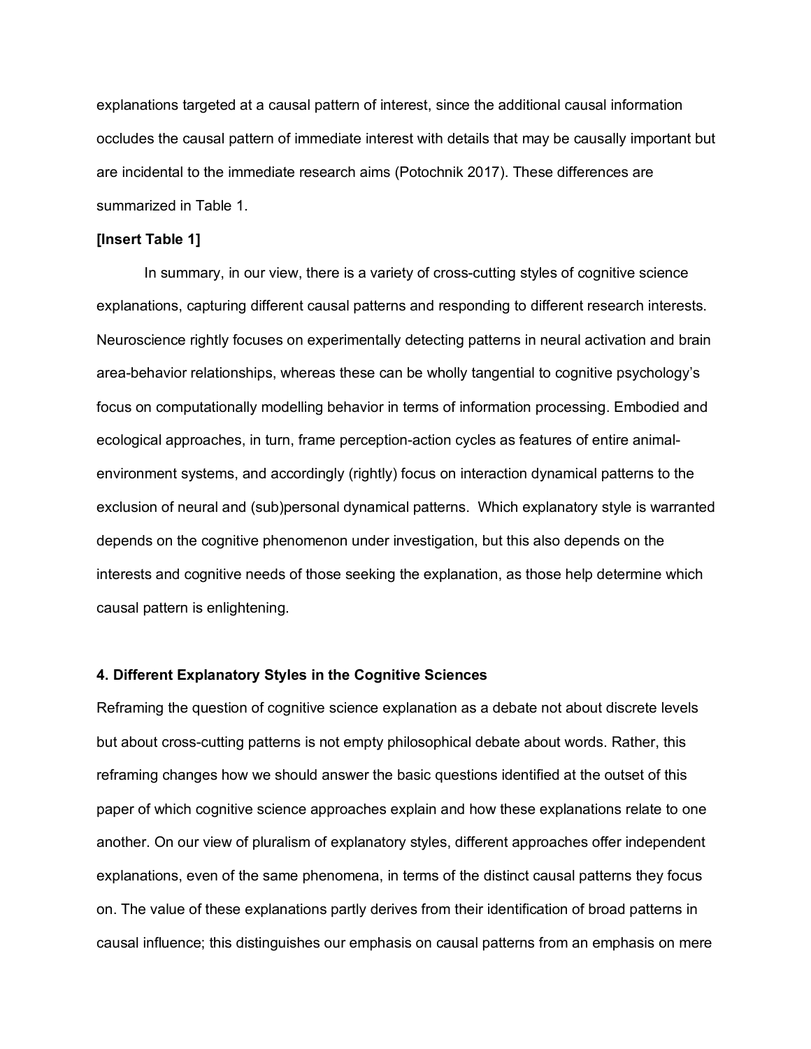explanations targeted at a causal pattern of interest, since the additional causal information occludes the causal pattern of immediate interest with details that may be causally important but are incidental to the immediate research aims (Potochnik 2017). These differences are summarized in Table 1.

**[Insert Table 1]**

In summary, in our view, there is a variety of cross-cutting styles of cognitive science explanations, capturing different causal patterns and responding to different research interests. Neuroscience rightly focuses on experimentally detecting patterns in neural activation and brain area-behavior relationships, whereas these can be wholly tangential to cognitive psychology's focus on computationally modelling behavior in terms of information processing. Embodied and ecological approaches, in turn, frame perception-action cycles as features of entire animal-environment systems, and accordingly (rightly) focus on interaction dynamical patterns to the exclusion of neural and (sub)personal dynamical patterns. Which explanatory style is warranted depends on the cognitive phenomenon under investigation, but this also depends on the interests and cognitive needs of those seeking the explanation, as those help determine which causal pattern is enlightening.

## 4. Different Explanatory Styles in the Cognitive Sciences

Reframing the question of cognitive science explanation as a debate not about discrete levels but about cross-cutting patterns is not empty philosophical debate about words. Rather, this reframing changes how we should answer the basic questions identified at the outset of this paper of which cognitive science approaches explain and how these explanations relate to one another. On our view of pluralism of explanatory styles, different approaches offer independent explanations, even of the same phenomena, in terms of the distinct causal patterns they focus on. The value of these explanations partly derives from their identification of broad patterns in causal influence; this distinguishes our emphasis on causal patterns from an emphasis on mere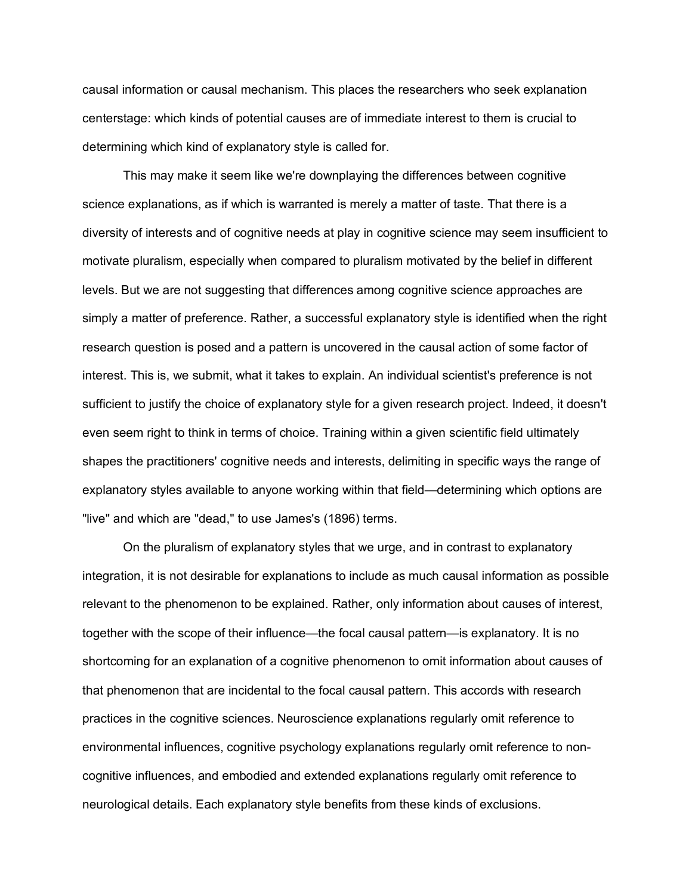causal information or causal mechanism. This places the researchers who seek explanation centerstage: which kinds of potential causes are of immediate interest to them is crucial to determining which kind of explanatory style is called for.

This may make it seem like we're downplaying the differences between cognitive science explanations, as if which is warranted is merely a matter of taste. That there is a diversity of interests and of cognitive needs at play in cognitive science may seem insufficient to motivate pluralism, especially when compared to pluralism motivated by the belief in different levels. But we are not suggesting that differences among cognitive science approaches are simply a matter of preference. Rather, a successful explanatory style is identified when the right research question is posed and a pattern is uncovered in the causal action of some factor of interest. This is, we submit, what it takes to explain. An individual scientist's preference is not sufficient to justify the choice of explanatory style for a given research project. Indeed, it doesn't even seem right to think in terms of choice. Training within a given scientific field ultimately shapes the practitioners' cognitive needs and interests, delimiting in specific ways the range of explanatory styles available to anyone working within that field—determining which options are "live" and which are "dead," to use James's (1896) terms.

On the pluralism of explanatory styles that we urge, and in contrast to explanatory integration, it is not desirable for explanations to include as much causal information as possible relevant to the phenomenon to be explained. Rather, only information about causes of interest, together with the scope of their influence—the focal causal pattern—is explanatory. It is no shortcoming for an explanation of a cognitive phenomenon to omit information about causes of that phenomenon that are incidental to the focal causal pattern. This accords with research practices in the cognitive sciences. Neuroscience explanations regularly omit reference to environmental influences, cognitive psychology explanations regularly omit reference to non-cognitive influences, and embodied and extended explanations regularly omit reference to neurological details. Each explanatory style benefits from these kinds of exclusions.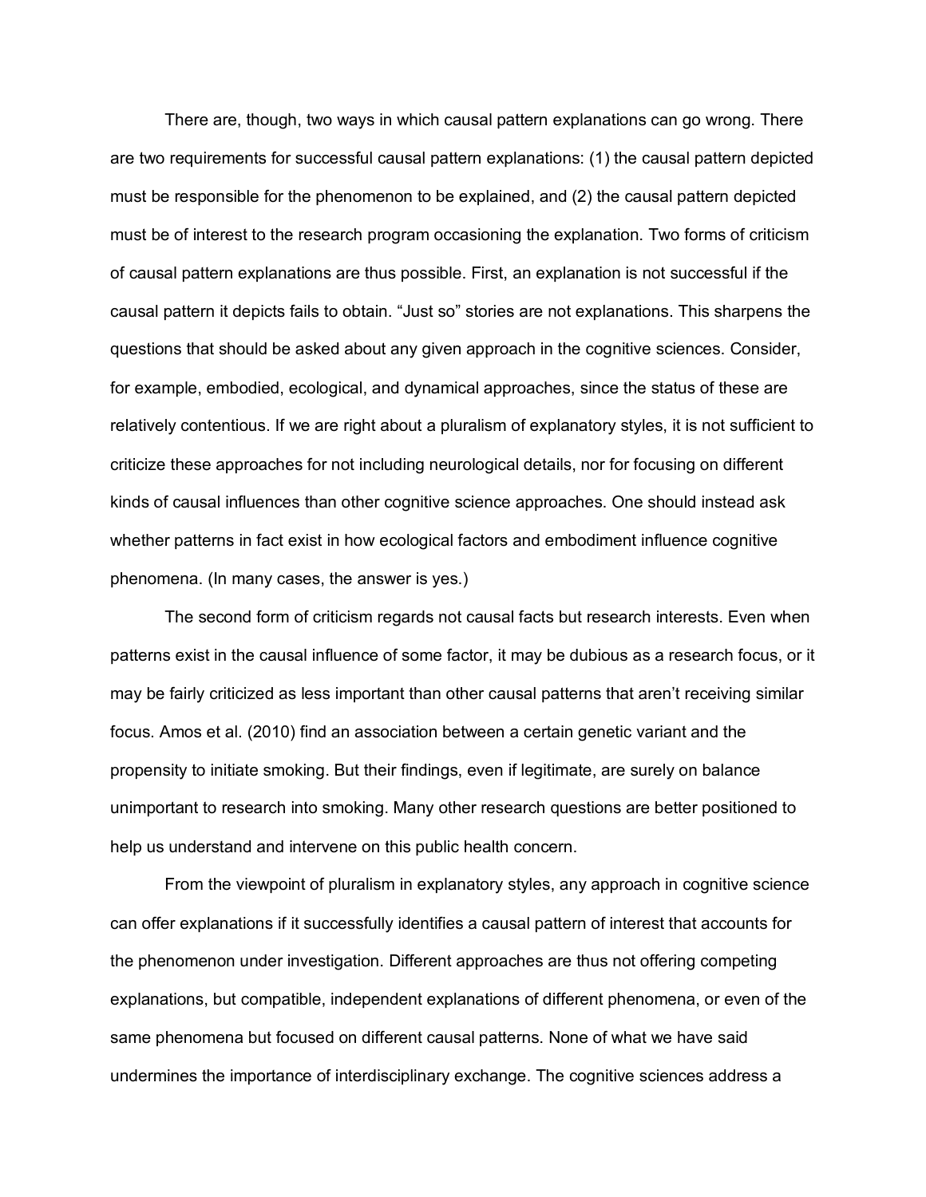There are, though, two ways in which causal pattern explanations can go wrong. There are two requirements for successful causal pattern explanations: (1) the causal pattern depicted must be responsible for the phenomenon to be explained, and (2) the causal pattern depicted must be of interest to the research program occasioning the explanation. Two forms of criticism of causal pattern explanations are thus possible. First, an explanation is not successful if the causal pattern it depicts fails to obtain. “Just so” stories are not explanations. This sharpens the questions that should be asked about any given approach in the cognitive sciences. Consider, for example, embodied, ecological, and dynamical approaches, since the status of these are relatively contentious. If we are right about a pluralism of explanatory styles, it is not sufficient to criticize these approaches for not including neurological details, nor for focusing on different kinds of causal influences than other cognitive science approaches. One should instead ask whether patterns in fact exist in how ecological factors and embodiment influence cognitive phenomena. (In many cases, the answer is yes.)

The second form of criticism regards not causal facts but research interests. Even when patterns exist in the causal influence of some factor, it may be dubious as a research focus, or it may be fairly criticized as less important than other causal patterns that aren’t receiving similar focus. Amos et al. (2010) find an association between a certain genetic variant and the propensity to initiate smoking. But their findings, even if legitimate, are surely on balance unimportant to research into smoking. Many other research questions are better positioned to help us understand and intervene on this public health concern.

From the viewpoint of pluralism in explanatory styles, any approach in cognitive science can offer explanations if it successfully identifies a causal pattern of interest that accounts for the phenomenon under investigation. Different approaches are thus not offering competing explanations, but compatible, independent explanations of different phenomena, or even of the same phenomena but focused on different causal patterns. None of what we have said undermines the importance of interdisciplinary exchange. The cognitive sciences address a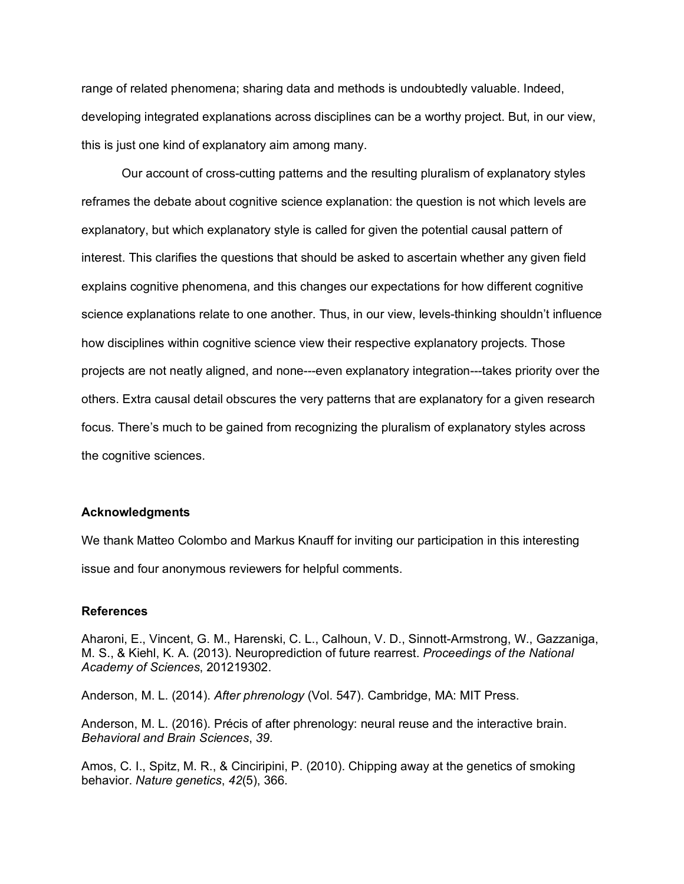range of related phenomena; sharing data and methods is undoubtedly valuable. Indeed, developing integrated explanations across disciplines can be a worthy project. But, in our view, this is just one kind of explanatory aim among many.

Our account of cross-cutting patterns and the resulting pluralism of explanatory styles reframes the debate about cognitive science explanation: the question is not which levels are explanatory, but which explanatory style is called for given the potential causal pattern of interest. This clarifies the questions that should be asked to ascertain whether any given field explains cognitive phenomena, and this changes our expectations for how different cognitive science explanations relate to one another. Thus, in our view, levels-thinking shouldn't influence how disciplines within cognitive science view their respective explanatory projects. Those projects are not neatly aligned, and none---even explanatory integration---takes priority over the others. Extra causal detail obscures the very patterns that are explanatory for a given research focus. There's much to be gained from recognizing the pluralism of explanatory styles across the cognitive sciences.

### Acknowledgments

We thank Matteo Colombo and Markus Knauff for inviting our participation in this interesting issue and four anonymous reviewers for helpful comments.

### References

Aharoni, E., Vincent, G. M., Harenski, C. L., Calhoun, V. D., Sinnott-Armstrong, W., Gazzaniga, M. S., & Kiehl, K. A. (2013). Neuroprediction of future rearrest. *Proceedings of the National Academy of Sciences*, 201219302.

Anderson, M. L. (2014). *After phrenology* (Vol. 547). Cambridge, MA: MIT Press.

Anderson, M. L. (2016). Précis of after phrenology: neural reuse and the interactive brain. *Behavioral and Brain Sciences*, *39*.

Amos, C. I., Spitz, M. R., & Cinciripini, P. (2010). Chipping away at the genetics of smoking behavior. *Nature genetics*, *42*(5), 366.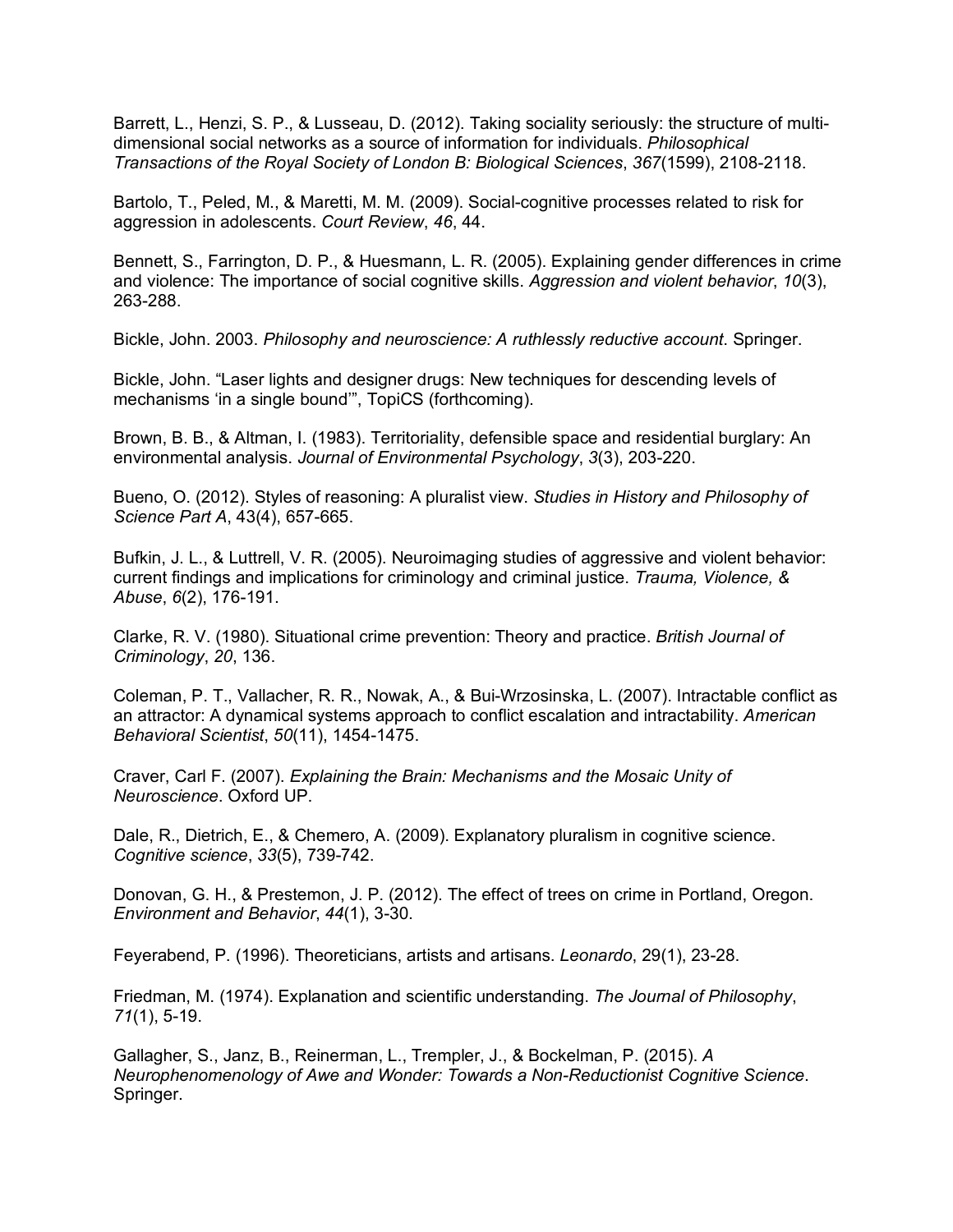Barrett, L., Henzi, S. P., & Lusseau, D. (2012). Taking sociality seriously: the structure of multi-dimensional social networks as a source of information for individuals. *Philosophical Transactions of the Royal Society of London B: Biological Sciences*, *367*(1599), 2108-2118.

Bartolo, T., Peled, M., & Maretti, M. M. (2009). Social-cognitive processes related to risk for aggression in adolescents. *Court Review*, *46*, 44.

Bennett, S., Farrington, D. P., & Huesmann, L. R. (2005). Explaining gender differences in crime and violence: The importance of social cognitive skills. *Aggression and violent behavior*, *10*(3), 263-288.

Bickle, John. 2003. *Philosophy and neuroscience: A ruthlessly reductive account*. Springer.

Bickle, John. "Laser lights and designer drugs: New techniques for descending levels of mechanisms 'in a single bound'", TopiCS (forthcoming).

Brown, B. B., & Altman, I. (1983). Territoriality, defensible space and residential burglary: An environmental analysis. *Journal of Environmental Psychology*, *3*(3), 203-220.

Bueno, O. (2012). Styles of reasoning: A pluralist view. *Studies in History and Philosophy of Science Part A*, 43(4), 657-665.

Bufkin, J. L., & Luttrell, V. R. (2005). Neuroimaging studies of aggressive and violent behavior: current findings and implications for criminology and criminal justice. *Trauma, Violence, & Abuse*, *6*(2), 176-191.

Clarke, R. V. (1980). Situational crime prevention: Theory and practice. *British Journal of Criminology*, *20*, 136.

Coleman, P. T., Vallacher, R. R., Nowak, A., & Bui-Wrzosinska, L. (2007). Intractable conflict as an attractor: A dynamical systems approach to conflict escalation and intractability. *American Behavioral Scientist*, *50*(11), 1454-1475.

Craver, Carl F. (2007). *Explaining the Brain: Mechanisms and the Mosaic Unity of Neuroscience*. Oxford UP.

Dale, R., Dietrich, E., & Chemero, A. (2009). Explanatory pluralism in cognitive science. *Cognitive science*, *33*(5), 739-742.

Donovan, G. H., & Prestemon, J. P. (2012). The effect of trees on crime in Portland, Oregon. *Environment and Behavior*, *44*(1), 3-30.

Feyerabend, P. (1996). Theoreticians, artists and artisans. *Leonardo*, 29(1), 23-28.

Friedman, M. (1974). Explanation and scientific understanding. *The Journal of Philosophy*, *71*(1), 5-19.

Gallagher, S., Janz, B., Reinerman, L., Trempler, J., & Bockelman, P. (2015). *A Neurophenomenology of Awe and Wonder: Towards a Non-Reductionist Cognitive Science*. Springer.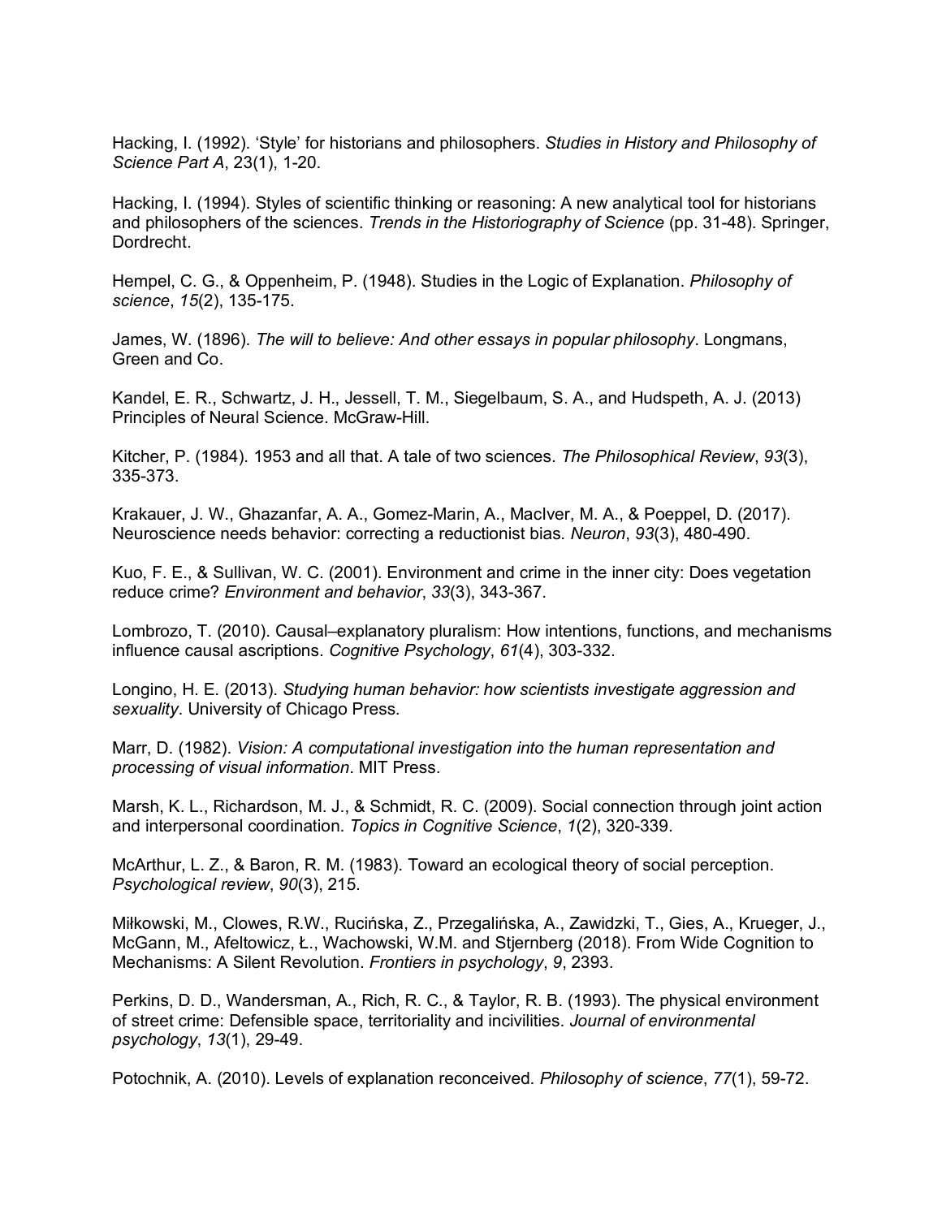Hacking, I. (1992). ‘Style’ for historians and philosophers. *Studies in History and Philosophy of Science Part A*, 23(1), 1-20.

Hacking, I. (1994). Styles of scientific thinking or reasoning: A new analytical tool for historians and philosophers of the sciences. *Trends in the Historiography of Science* (pp. 31-48). Springer, Dordrecht.

Hempel, C. G., & Oppenheim, P. (1948). Studies in the Logic of Explanation. *Philosophy of science*, *15*(2), 135-175.

James, W. (1896). *The will to believe: And other essays in popular philosophy*. Longmans, Green and Co.

Kandel, E. R., Schwartz, J. H., Jessell, T. M., Siegelbaum, S. A., and Hudspeth, A. J. (2013) Principles of Neural Science. McGraw-Hill.

Kitcher, P. (1984). 1953 and all that. A tale of two sciences. *The Philosophical Review*, *93*(3), 335-373.

Krakauer, J. W., Ghazanfar, A. A., Gomez-Marin, A., MacIver, M. A., & Poeppel, D. (2017). Neuroscience needs behavior: correcting a reductionist bias. *Neuron*, *93*(3), 480-490.

Kuo, F. E., & Sullivan, W. C. (2001). Environment and crime in the inner city: Does vegetation reduce crime? *Environment and behavior*, *33*(3), 343-367.

Lombrozo, T. (2010). Causal–explanatory pluralism: How intentions, functions, and mechanisms influence causal ascriptions. *Cognitive Psychology*, *61*(4), 303-332.

Longino, H. E. (2013). *Studying human behavior: how scientists investigate aggression and sexuality*. University of Chicago Press.

Marr, D. (1982). *Vision: A computational investigation into the human representation and processing of visual information*. MIT Press.

Marsh, K. L., Richardson, M. J., & Schmidt, R. C. (2009). Social connection through joint action and interpersonal coordination. *Topics in Cognitive Science*, *1*(2), 320-339.

McArthur, L. Z., & Baron, R. M. (1983). Toward an ecological theory of social perception. *Psychological review*, *90*(3), 215.

Miłkowski, M., Clowes, R.W., Rucińska, Z., Przegalińska, A., Zawidzki, T., Gies, A., Krueger, J., McGann, M., Afeltowicz, Ł., Wachowski, W.M. and Stjernberg (2018). From Wide Cognition to Mechanisms: A Silent Revolution. *Frontiers in psychology*, *9*, 2393.

Perkins, D. D., Wandersman, A., Rich, R. C., & Taylor, R. B. (1993). The physical environment of street crime: Defensible space, territoriality and incivilities. *Journal of environmental psychology*, *13*(1), 29-49.

Potochnik, A. (2010). Levels of explanation reconceived. *Philosophy of science*, *77*(1), 59-72.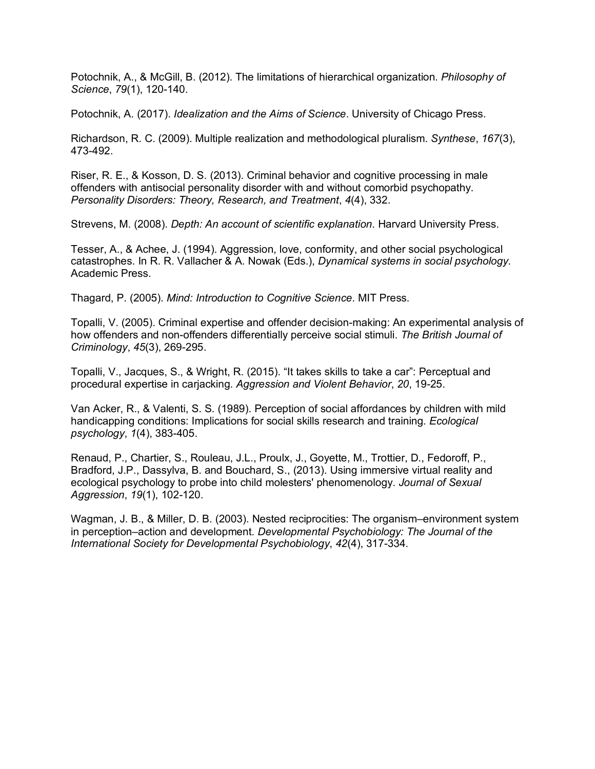Potochnik, A., & McGill, B. (2012). The limitations of hierarchical organization. *Philosophy of Science*, *79*(1), 120-140.

Potochnik, A. (2017). *Idealization and the Aims of Science*. University of Chicago Press.

Richardson, R. C. (2009). Multiple realization and methodological pluralism. *Synthese*, *167*(3), 473-492.

Riser, R. E., & Kosson, D. S. (2013). Criminal behavior and cognitive processing in male offenders with antisocial personality disorder with and without comorbid psychopathy. *Personality Disorders: Theory, Research, and Treatment*, *4*(4), 332.

Strevens, M. (2008). *Depth: An account of scientific explanation*. Harvard University Press.

Tesser, A., & Achee, J. (1994). Aggression, love, conformity, and other social psychological catastrophes. In R. R. Vallacher & A. Nowak (Eds.), *Dynamical systems in social psychology*. Academic Press.

Thagard, P. (2005). *Mind: Introduction to Cognitive Science*. MIT Press.

Topalli, V. (2005). Criminal expertise and offender decision-making: An experimental analysis of how offenders and non-offenders differentially perceive social stimuli. *The British Journal of Criminology*, *45*(3), 269-295.

Topalli, V., Jacques, S., & Wright, R. (2015). "It takes skills to take a car": Perceptual and procedural expertise in carjacking. *Aggression and Violent Behavior*, *20*, 19-25.

Van Acker, R., & Valenti, S. S. (1989). Perception of social affordances by children with mild handicapping conditions: Implications for social skills research and training. *Ecological psychology*, *1*(4), 383-405.

Renaud, P., Chartier, S., Rouleau, J.L., Proulx, J., Goyette, M., Trottier, D., Fedoroff, P., Bradford, J.P., Dassylva, B. and Bouchard, S., (2013). Using immersive virtual reality and ecological psychology to probe into child molesters' phenomenology. *Journal of Sexual Aggression*, *19*(1), 102-120.

Wagman, J. B., & Miller, D. B. (2003). Nested reciprocities: The organism–environment system in perception–action and development. *Developmental Psychobiology: The Journal of the International Society for Developmental Psychobiology*, *42*(4), 317-334.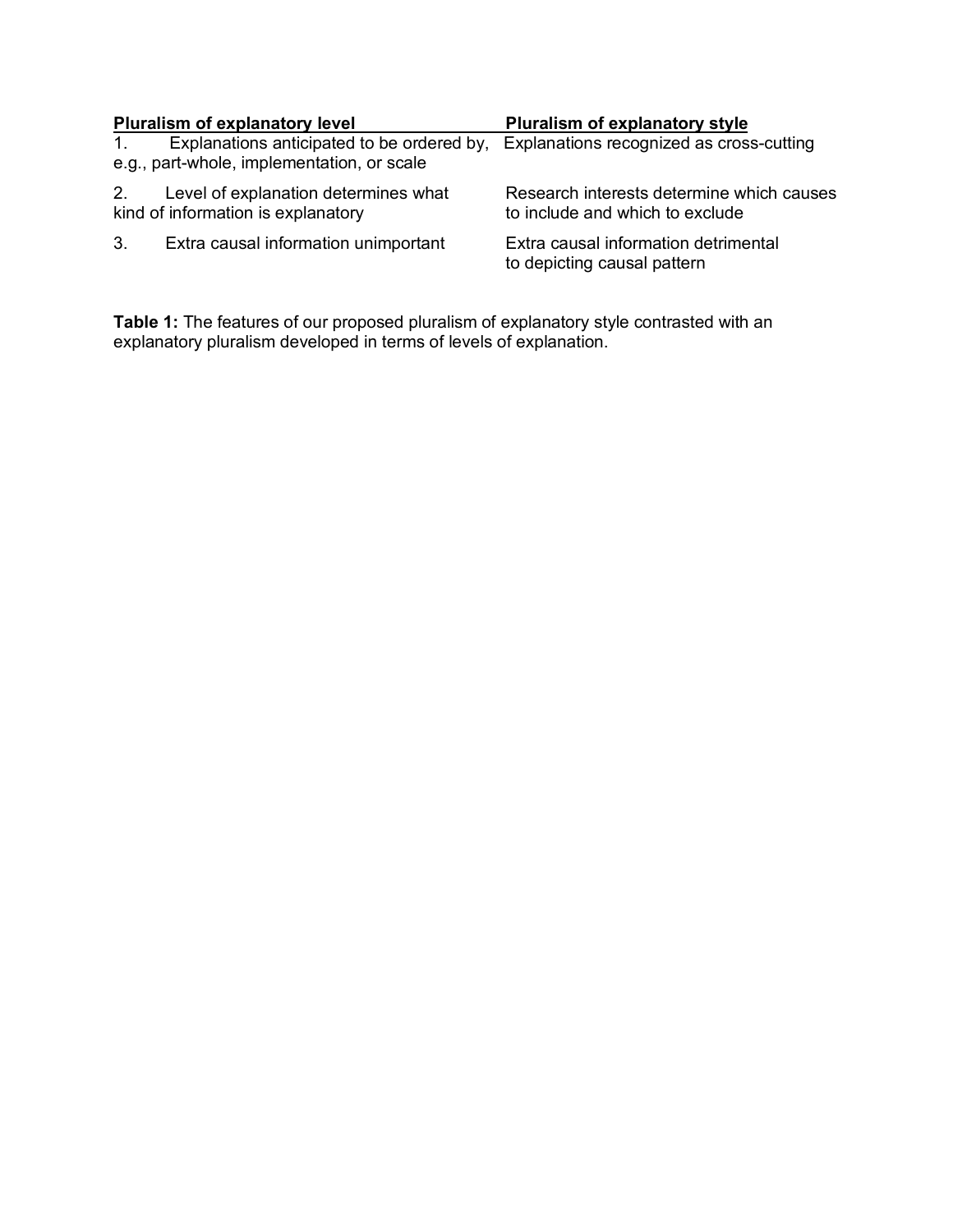| Pluralism of explanatory level | Pluralism of explanatory style |
|---|---|
| 1. Explanations anticipated to be ordered by, e.g., part-whole, implementation, or scale | Explanations recognized as cross-cutting |
| 2. Level of explanation determines what kind of information is explanatory | Research interests determine which causes to include and which to exclude |
| 3. Extra causal information unimportant | Extra causal information detrimental to depicting causal pattern |

**Table 1:** The features of our proposed pluralism of explanatory style contrasted with an explanatory pluralism developed in terms of levels of explanation.